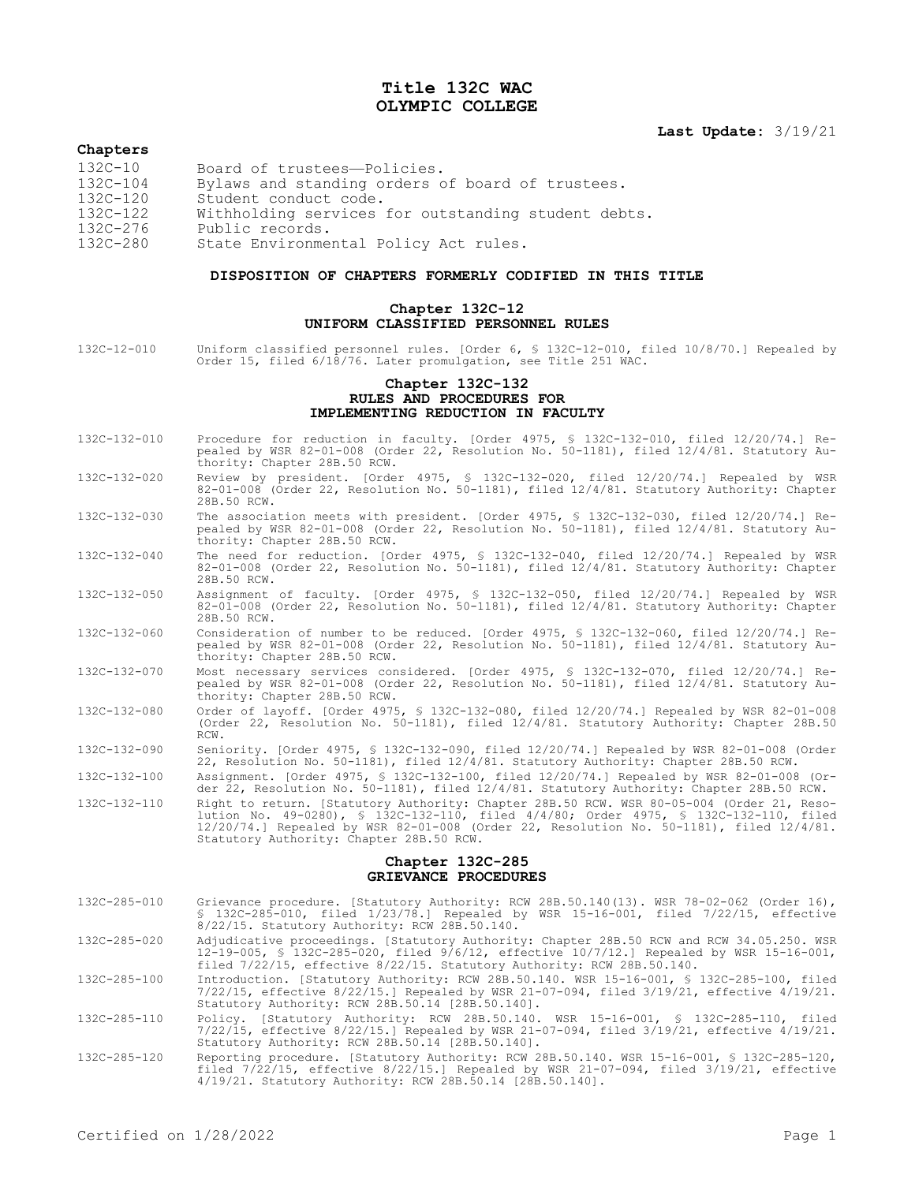# Title 132C WAC
# OLYMPIC COLLEGE

**Last Update:** 3/19/21

## Chapters

132C-10 Board of trustees—Policies.
132C-104 Bylaws and standing orders of board of trustees.
132C-120 Student conduct code.
132C-122 Withholding services for outstanding student debts.
132C-276 Public records.
132C-280 State Environmental Policy Act rules.

## DISPOSITION OF CHAPTERS FORMERLY CODIFIED IN THIS TITLE

### Chapter 132C-12
### UNIFORM CLASSIFIED PERSONNEL RULES

132C-12-010 Uniform classified personnel rules. [Order 6, § 132C-12-010, filed 10/8/70.] Repealed by Order 15, filed 6/18/76. Later promulgation, see Title 251 WAC.

### Chapter 132C-132
### RULES AND PROCEDURES FOR IMPLEMENTING REDUCTION IN FACULTY

132C-132-010 Procedure for reduction in faculty. [Order 4975, § 132C-132-010, filed 12/20/74.] Repealed by WSR 82-01-008 (Order 22, Resolution No. 50-1181), filed 12/4/81. Statutory Authority: Chapter 28B.50 RCW.

132C-132-020 Review by president. [Order 4975, § 132C-132-020, filed 12/20/74.] Repealed by WSR 82-01-008 (Order 22, Resolution No. 50-1181), filed 12/4/81. Statutory Authority: Chapter 28B.50 RCW.

132C-132-030 The association meets with president. [Order 4975, § 132C-132-030, filed 12/20/74.] Repealed by WSR 82-01-008 (Order 22, Resolution No. 50-1181), filed 12/4/81. Statutory Authority: Chapter 28B.50 RCW.

132C-132-040 The need for reduction. [Order 4975, § 132C-132-040, filed 12/20/74.] Repealed by WSR 82-01-008 (Order 22, Resolution No. 50-1181), filed 12/4/81. Statutory Authority: Chapter 28B.50 RCW.

132C-132-050 Assignment of faculty. [Order 4975, § 132C-132-050, filed 12/20/74.] Repealed by WSR 82-01-008 (Order 22, Resolution No. 50-1181), filed 12/4/81. Statutory Authority: Chapter 28B.50 RCW.

132C-132-060 Consideration of number to be reduced. [Order 4975, § 132C-132-060, filed 12/20/74.] Repealed by WSR 82-01-008 (Order 22, Resolution No. 50-1181), filed 12/4/81. Statutory Authority: Chapter 28B.50 RCW.

132C-132-070 Most necessary services considered. [Order 4975, § 132C-132-070, filed 12/20/74.] Repealed by WSR 82-01-008 (Order 22, Resolution No. 50-1181), filed 12/4/81. Statutory Authority: Chapter 28B.50 RCW.

132C-132-080 Order of layoff. [Order 4975, § 132C-132-080, filed 12/20/74.] Repealed by WSR 82-01-008 (Order 22, Resolution No. 50-1181), filed 12/4/81. Statutory Authority: Chapter 28B.50 RCW.

132C-132-090 Seniority. [Order 4975, § 132C-132-090, filed 12/20/74.] Repealed by WSR 82-01-008 (Order 22, Resolution No. 50-1181), filed 12/4/81. Statutory Authority: Chapter 28B.50 RCW.

132C-132-100 Assignment. [Order 4975, § 132C-132-100, filed 12/20/74.] Repealed by WSR 82-01-008 (Order 22, Resolution No. 50-1181), filed 12/4/81. Statutory Authority: Chapter 28B.50 RCW.

132C-132-110 Right to return. [Statutory Authority: Chapter 28B.50 RCW. WSR 80-05-004 (Order 21, Resolution No. 49-0280), § 132C-132-110, filed 4/4/80; Order 4975, § 132C-132-110, filed 12/20/74.] Repealed by WSR 82-01-008 (Order 22, Resolution No. 50-1181), filed 12/4/81. Statutory Authority: Chapter 28B.50 RCW.

### Chapter 132C-285
### GRIEVANCE PROCEDURES

132C-285-010 Grievance procedure. [Statutory Authority: RCW 28B.50.140(13). WSR 78-02-062 (Order 16), § 132C-285-010, filed 1/23/78.] Repealed by WSR 15-16-001, filed 7/22/15, effective 8/22/15. Statutory Authority: RCW 28B.50.140.

132C-285-020 Adjudicative proceedings. [Statutory Authority: Chapter 28B.50 RCW and RCW 34.05.250. WSR 12-19-005, § 132C-285-020, filed 9/6/12, effective 10/7/12.] Repealed by WSR 15-16-001, filed 7/22/15, effective 8/22/15. Statutory Authority: RCW 28B.50.140.

132C-285-100 Introduction. [Statutory Authority: RCW 28B.50.140. WSR 15-16-001, § 132C-285-100, filed 7/22/15, effective 8/22/15.] Repealed by WSR 21-07-094, filed 3/19/21, effective 4/19/21. Statutory Authority: RCW 28B.50.14 [28B.50.140].

132C-285-110 Policy. [Statutory Authority: RCW 28B.50.140. WSR 15-16-001, § 132C-285-110, filed 7/22/15, effective 8/22/15.] Repealed by WSR 21-07-094, filed 3/19/21, effective 4/19/21. Statutory Authority: RCW 28B.50.14 [28B.50.140].

132C-285-120 Reporting procedure. [Statutory Authority: RCW 28B.50.140. WSR 15-16-001, § 132C-285-120, filed 7/22/15, effective 8/22/15.] Repealed by WSR 21-07-094, filed 3/19/21, effective 4/19/21. Statutory Authority: RCW 28B.50.14 [28B.50.140].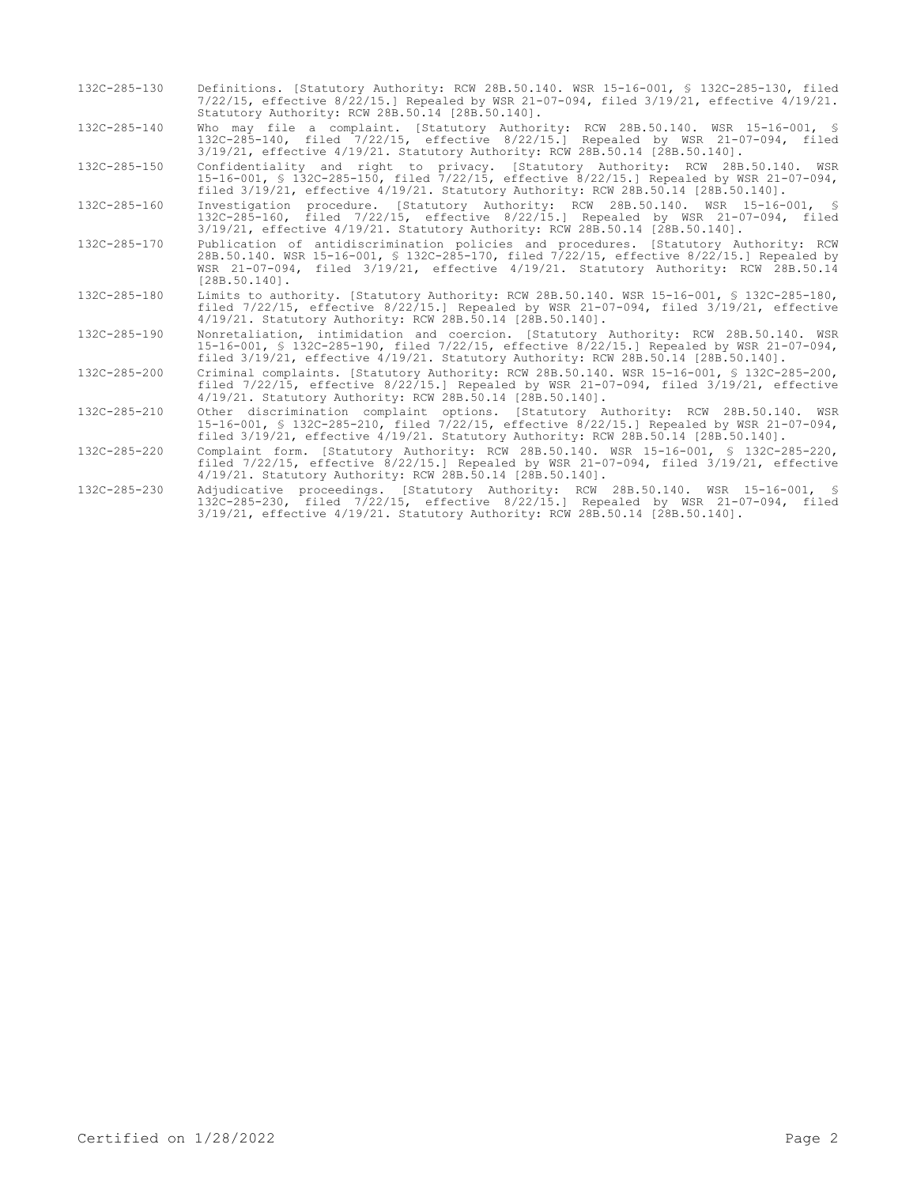132C-285-130 Definitions. [Statutory Authority: RCW 28B.50.140. WSR 15-16-001, § 132C-285-130, filed 7/22/15, effective 8/22/15.] Repealed by WSR 21-07-094, filed 3/19/21, effective 4/19/21. Statutory Authority: RCW 28B.50.14 [28B.50.140].

132C-285-140 Who may file a complaint. [Statutory Authority: RCW 28B.50.140. WSR 15-16-001, § 132C-285-140, filed 7/22/15, effective 8/22/15.] Repealed by WSR 21-07-094, filed 3/19/21, effective 4/19/21. Statutory Authority: RCW 28B.50.14 [28B.50.140].

132C-285-150 Confidentiality and right to privacy. [Statutory Authority: RCW 28B.50.140. WSR 15-16-001, § 132C-285-150, filed 7/22/15, effective 8/22/15.] Repealed by WSR 21-07-094, filed 3/19/21, effective 4/19/21. Statutory Authority: RCW 28B.50.14 [28B.50.140].

132C-285-160 Investigation procedure. [Statutory Authority: RCW 28B.50.140. WSR 15-16-001, § 132C-285-160, filed 7/22/15, effective 8/22/15.] Repealed by WSR 21-07-094, filed 3/19/21, effective 4/19/21. Statutory Authority: RCW 28B.50.14 [28B.50.140].

132C-285-170 Publication of antidiscrimination policies and procedures. [Statutory Authority: RCW 28B.50.140. WSR 15-16-001, § 132C-285-170, filed 7/22/15, effective 8/22/15.] Repealed by WSR 21-07-094, filed 3/19/21, effective 4/19/21. Statutory Authority: RCW 28B.50.14 [28B.50.140].

132C-285-180 Limits to authority. [Statutory Authority: RCW 28B.50.140. WSR 15-16-001, § 132C-285-180, filed 7/22/15, effective 8/22/15.] Repealed by WSR 21-07-094, filed 3/19/21, effective 4/19/21. Statutory Authority: RCW 28B.50.14 [28B.50.140].

132C-285-190 Nonretaliation, intimidation and coercion. [Statutory Authority: RCW 28B.50.140. WSR 15-16-001, § 132C-285-190, filed 7/22/15, effective 8/22/15.] Repealed by WSR 21-07-094, filed 3/19/21, effective 4/19/21. Statutory Authority: RCW 28B.50.14 [28B.50.140].

132C-285-200 Criminal complaints. [Statutory Authority: RCW 28B.50.140. WSR 15-16-001, § 132C-285-200, filed 7/22/15, effective 8/22/15.] Repealed by WSR 21-07-094, filed 3/19/21, effective 4/19/21. Statutory Authority: RCW 28B.50.14 [28B.50.140].

132C-285-210 Other discrimination complaint options. [Statutory Authority: RCW 28B.50.140. WSR 15-16-001, § 132C-285-210, filed 7/22/15, effective 8/22/15.] Repealed by WSR 21-07-094, filed 3/19/21, effective 4/19/21. Statutory Authority: RCW 28B.50.14 [28B.50.140].

132C-285-220 Complaint form. [Statutory Authority: RCW 28B.50.140. WSR 15-16-001, § 132C-285-220, filed 7/22/15, effective 8/22/15.] Repealed by WSR 21-07-094, filed 3/19/21, effective 4/19/21. Statutory Authority: RCW 28B.50.14 [28B.50.140].

132C-285-230 Adjudicative proceedings. [Statutory Authority: RCW 28B.50.140. WSR 15-16-001, § 132C-285-230, filed 7/22/15, effective 8/22/15.] Repealed by WSR 21-07-094, filed 3/19/21, effective 4/19/21. Statutory Authority: RCW 28B.50.14 [28B.50.140].